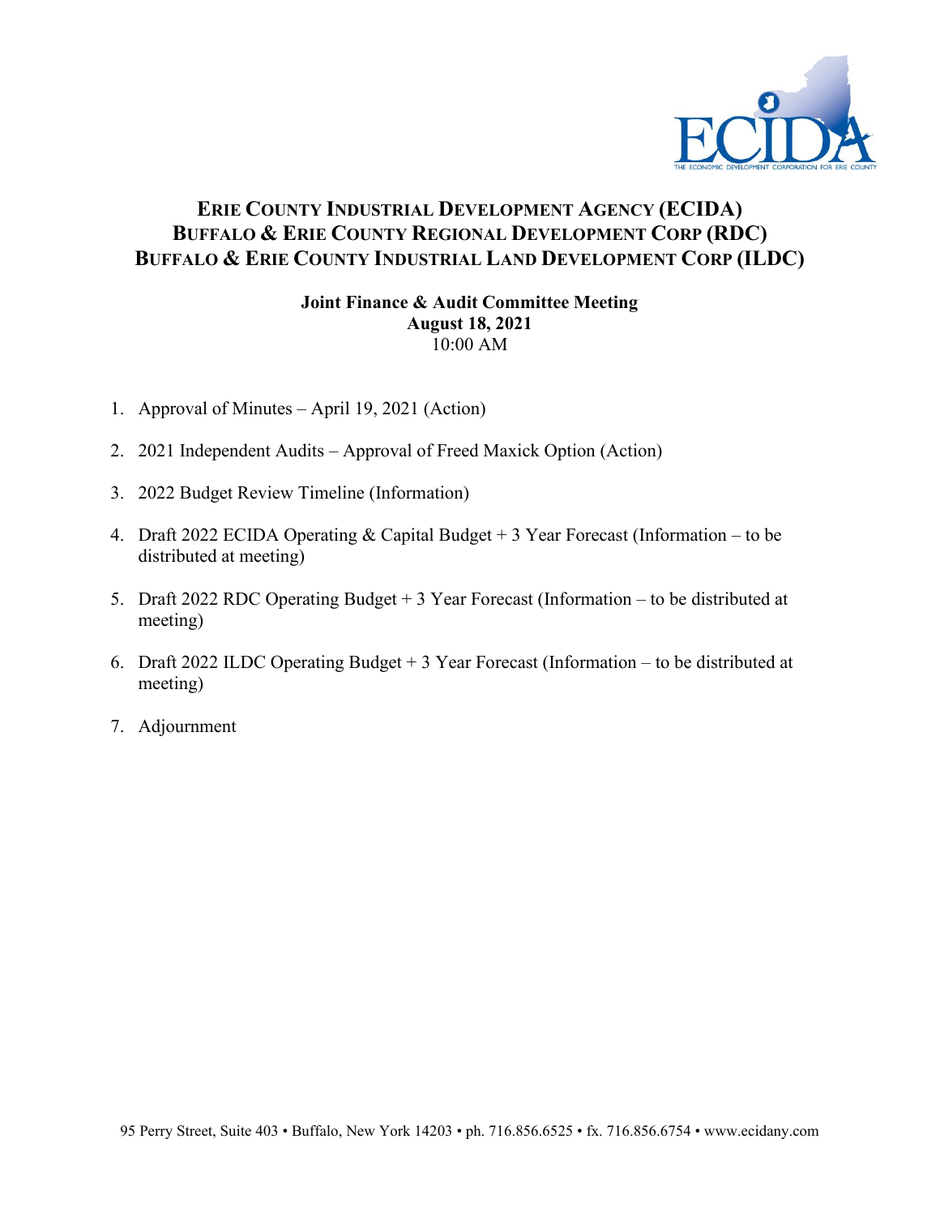# Erie County Industrial Development Agency (ECIDA)
# Buffalo & Erie County Regional Development Corp (RDC)
# Buffalo & Erie County Industrial Land Development Corp (ILDC)

**Joint Finance & Audit Committee Meeting**
**August 18, 2021**
10:00 AM

1. Approval of Minutes – April 19, 2021 (Action)
2. 2021 Independent Audits – Approval of Freed Maxick Option (Action)
3. 2022 Budget Review Timeline (Information)
4. Draft 2022 ECIDA Operating & Capital Budget + 3 Year Forecast (Information – to be distributed at meeting)
5. Draft 2022 RDC Operating Budget + 3 Year Forecast (Information – to be distributed at meeting)
6. Draft 2022 ILDC Operating Budget + 3 Year Forecast (Information – to be distributed at meeting)
7. Adjournment

95 Perry Street, Suite 403 • Buffalo, New York 14203 • ph. 716.856.6525 • fx. 716.856.6754 • www.ecidany.com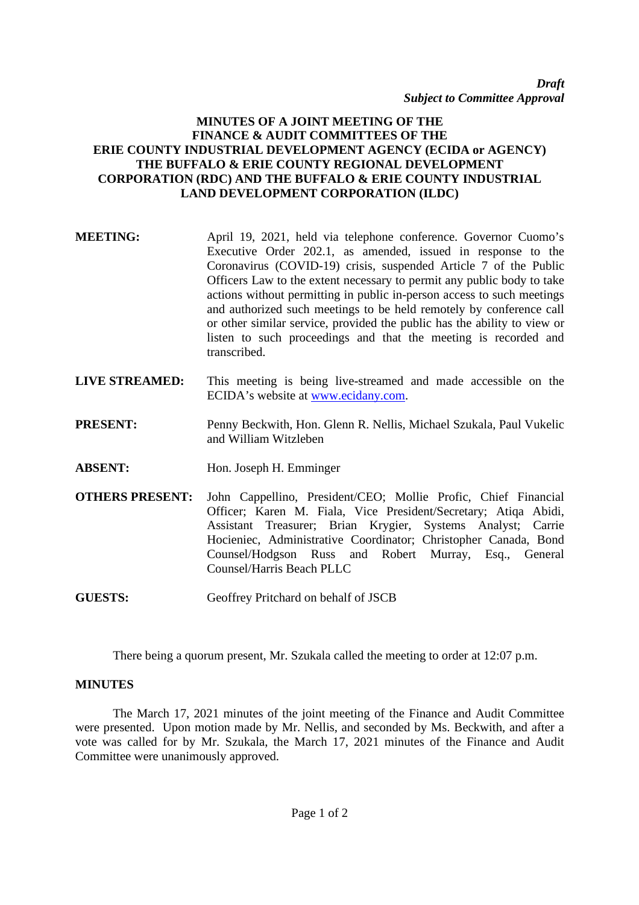*Draft*
*Subject to Committee Approval*

# MINUTES OF A JOINT MEETING OF THE FINANCE & AUDIT COMMITTEES OF THE ERIE COUNTY INDUSTRIAL DEVELOPMENT AGENCY (ECIDA or AGENCY) THE BUFFALO & ERIE COUNTY REGIONAL DEVELOPMENT CORPORATION (RDC) AND THE BUFFALO & ERIE COUNTY INDUSTRIAL LAND DEVELOPMENT CORPORATION (ILDC)

**MEETING:** April 19, 2021, held via telephone conference. Governor Cuomo's Executive Order 202.1, as amended, issued in response to the Coronavirus (COVID-19) crisis, suspended Article 7 of the Public Officers Law to the extent necessary to permit any public body to take actions without permitting in public in-person access to such meetings and authorized such meetings to be held remotely by conference call or other similar service, provided the public has the ability to view or listen to such proceedings and that the meeting is recorded and transcribed.

**LIVE STREAMED:** This meeting is being live-streamed and made accessible on the ECIDA's website at www.ecidany.com.

**PRESENT:** Penny Beckwith, Hon. Glenn R. Nellis, Michael Szukala, Paul Vukelic and William Witzleben

**ABSENT:** Hon. Joseph H. Emminger

**OTHERS PRESENT:** John Cappellino, President/CEO; Mollie Profic, Chief Financial Officer; Karen M. Fiala, Vice President/Secretary; Atiqa Abidi, Assistant Treasurer; Brian Krygier, Systems Analyst; Carrie Hocieniec, Administrative Coordinator; Christopher Canada, Bond Counsel/Hodgson Russ and Robert Murray, Esq., General Counsel/Harris Beach PLLC

**GUESTS:** Geoffrey Pritchard on behalf of JSCB

There being a quorum present, Mr. Szukala called the meeting to order at 12:07 p.m.

## MINUTES

The March 17, 2021 minutes of the joint meeting of the Finance and Audit Committee were presented. Upon motion made by Mr. Nellis, and seconded by Ms. Beckwith, and after a vote was called for by Mr. Szukala, the March 17, 2021 minutes of the Finance and Audit Committee were unanimously approved.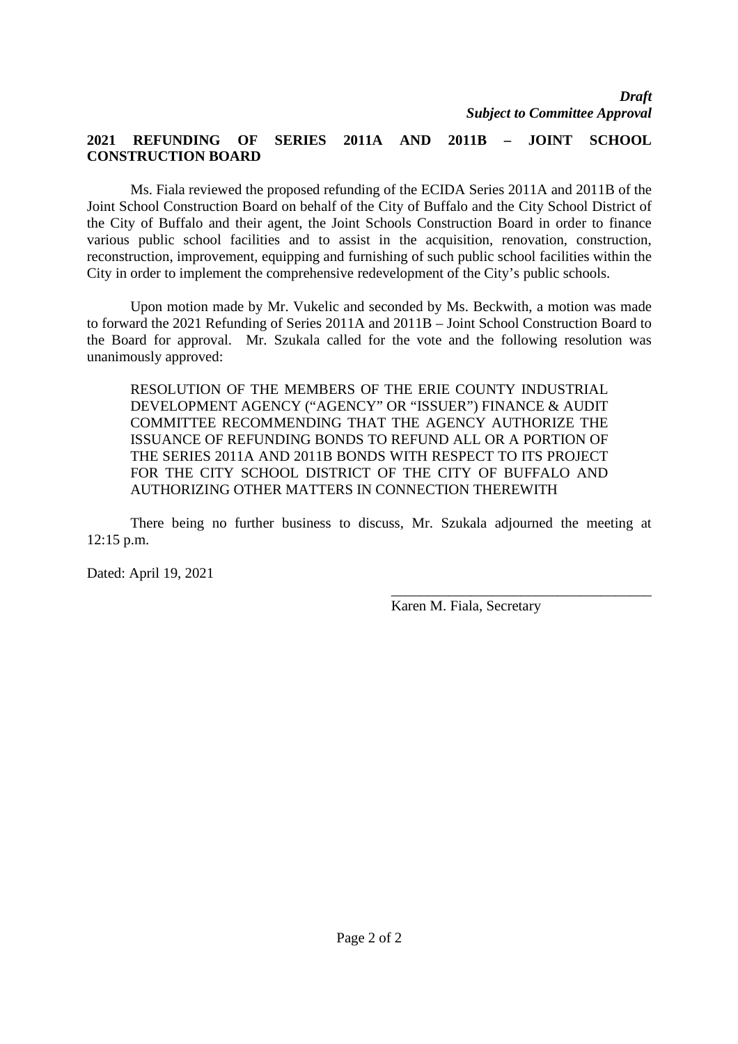*Draft*
***Subject to Committee Approval***

**2021 REFUNDING OF SERIES 2011A AND 2011B – JOINT SCHOOL CONSTRUCTION BOARD**

Ms. Fiala reviewed the proposed refunding of the ECIDA Series 2011A and 2011B of the Joint School Construction Board on behalf of the City of Buffalo and the City School District of the City of Buffalo and their agent, the Joint Schools Construction Board in order to finance various public school facilities and to assist in the acquisition, renovation, construction, reconstruction, improvement, equipping and furnishing of such public school facilities within the City in order to implement the comprehensive redevelopment of the City's public schools.

Upon motion made by Mr. Vukelic and seconded by Ms. Beckwith, a motion was made to forward the 2021 Refunding of Series 2011A and 2011B – Joint School Construction Board to the Board for approval. Mr. Szukala called for the vote and the following resolution was unanimously approved:

> RESOLUTION OF THE MEMBERS OF THE ERIE COUNTY INDUSTRIAL DEVELOPMENT AGENCY ("AGENCY" OR "ISSUER") FINANCE & AUDIT COMMITTEE RECOMMENDING THAT THE AGENCY AUTHORIZE THE ISSUANCE OF REFUNDING BONDS TO REFUND ALL OR A PORTION OF THE SERIES 2011A AND 2011B BONDS WITH RESPECT TO ITS PROJECT FOR THE CITY SCHOOL DISTRICT OF THE CITY OF BUFFALO AND AUTHORIZING OTHER MATTERS IN CONNECTION THEREWITH

There being no further business to discuss, Mr. Szukala adjourned the meeting at 12:15 p.m.

Dated: April 19, 2021

\_\_\_\_\_\_\_\_\_\_\_\_\_\_\_\_\_\_\_\_\_\_\_\_\_\_\_\_\_\_\_\_\_\_\_\_
Karen M. Fiala, Secretary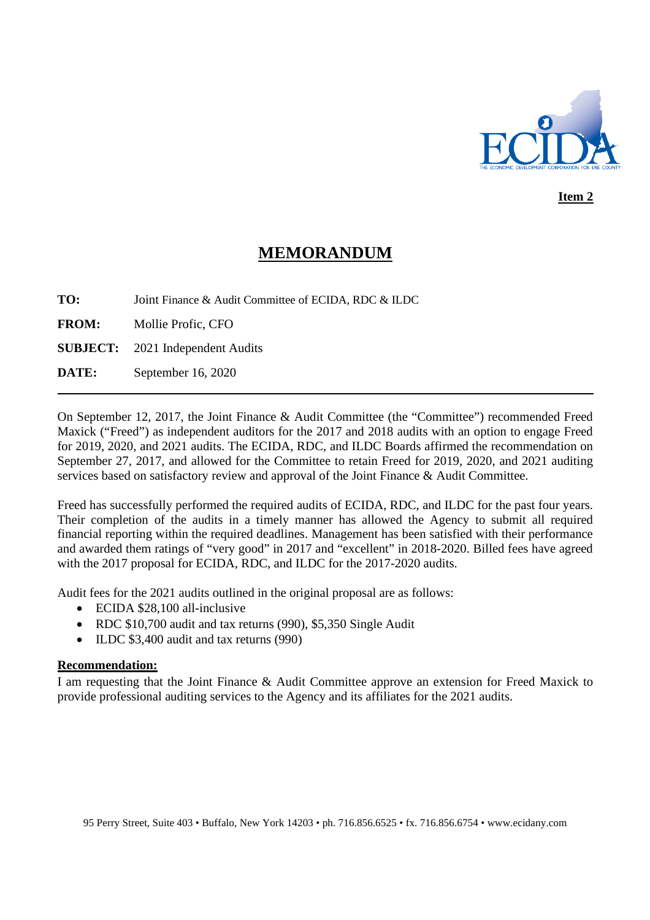**Item 2**

# MEMORANDUM

**TO:** Joint Finance & Audit Committee of ECIDA, RDC & ILDC

**FROM:** Mollie Profic, CFO

**SUBJECT:** 2021 Independent Audits

**DATE:** September 16, 2020

---

On September 12, 2017, the Joint Finance & Audit Committee (the "Committee") recommended Freed Maxick ("Freed") as independent auditors for the 2017 and 2018 audits with an option to engage Freed for 2019, 2020, and 2021 audits. The ECIDA, RDC, and ILDC Boards affirmed the recommendation on September 27, 2017, and allowed for the Committee to retain Freed for 2019, 2020, and 2021 auditing services based on satisfactory review and approval of the Joint Finance & Audit Committee.

Freed has successfully performed the required audits of ECIDA, RDC, and ILDC for the past four years. Their completion of the audits in a timely manner has allowed the Agency to submit all required financial reporting within the required deadlines. Management has been satisfied with their performance and awarded them ratings of "very good" in 2017 and "excellent" in 2018-2020. Billed fees have agreed with the 2017 proposal for ECIDA, RDC, and ILDC for the 2017-2020 audits.

Audit fees for the 2021 audits outlined in the original proposal are as follows:

- ECIDA $28,100 all-inclusive
- RDC $10,700 audit and tax returns (990), $5,350 Single Audit
- ILDC $3,400 audit and tax returns (990)

**Recommendation:**

I am requesting that the Joint Finance & Audit Committee approve an extension for Freed Maxick to provide professional auditing services to the Agency and its affiliates for the 2021 audits.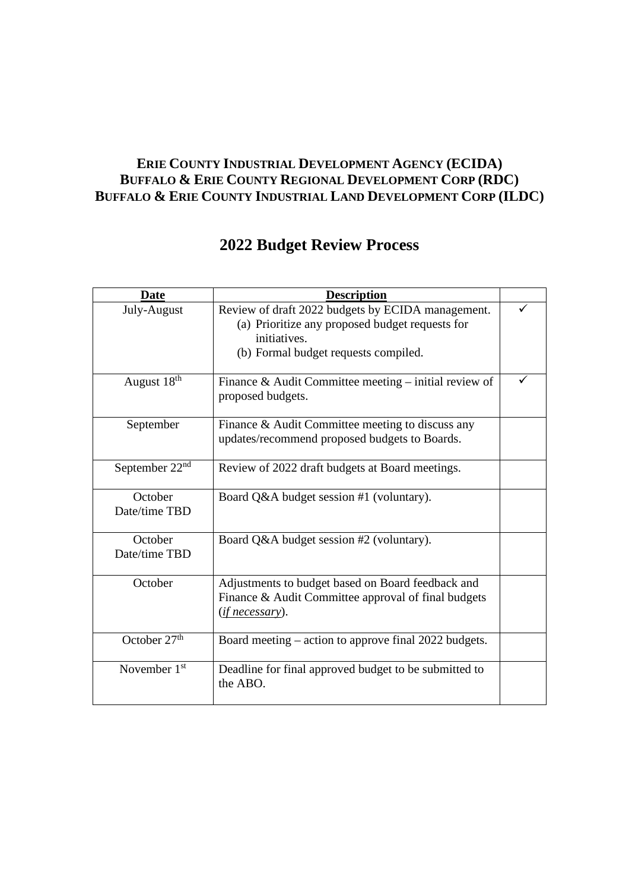**ERIE COUNTY INDUSTRIAL DEVELOPMENT AGENCY (ECIDA)**
**BUFFALO & ERIE COUNTY REGIONAL DEVELOPMENT CORP (RDC)**
**BUFFALO & ERIE COUNTY INDUSTRIAL LAND DEVELOPMENT CORP (ILDC)**

# 2022 Budget Review Process

| Date | Description | |
|---|---|---|
| July-August | Review of draft 2022 budgets by ECIDA management.<br>(a) Prioritize any proposed budget requests for initiatives.<br>(b) Formal budget requests compiled. | ✓ |
| August 18th | Finance & Audit Committee meeting – initial review of proposed budgets. | ✓ |
| September | Finance & Audit Committee meeting to discuss any updates/recommend proposed budgets to Boards. | |
| September 22nd | Review of 2022 draft budgets at Board meetings. | |
| October<br>Date/time TBD | Board Q&A budget session #1 (voluntary). | |
| October<br>Date/time TBD | Board Q&A budget session #2 (voluntary). | |
| October | Adjustments to budget based on Board feedback and Finance & Audit Committee approval of final budgets (*if necessary*). | |
| October 27th | Board meeting – action to approve final 2022 budgets. | |
| November 1st | Deadline for final approved budget to be submitted to the ABO. | |